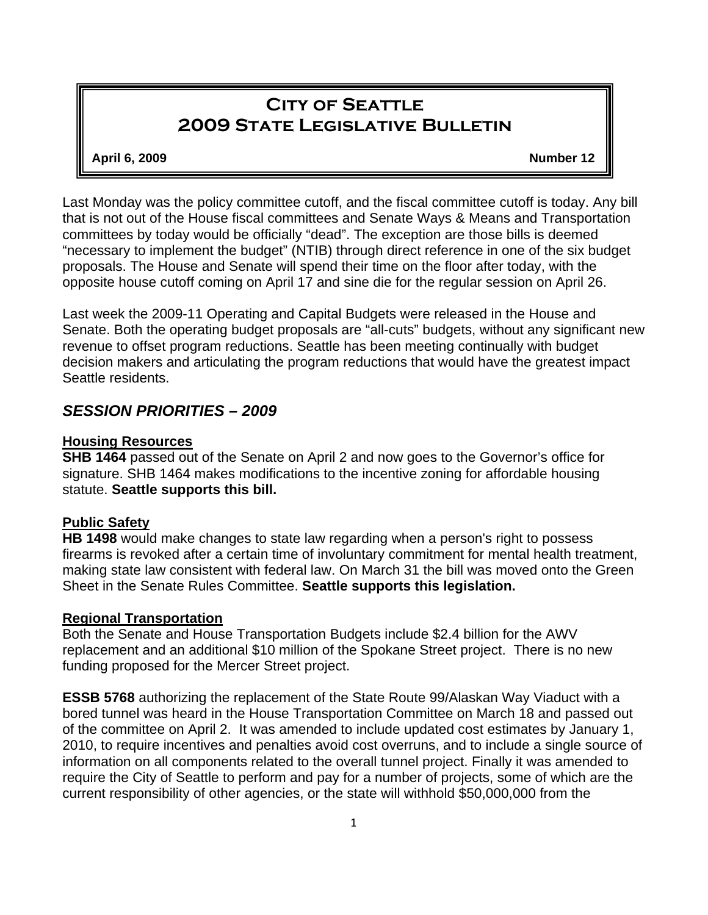# City of Seattle
# 2009 State Legislative Bulletin

**April 6, 2009** **Number 12**

Last Monday was the policy committee cutoff, and the fiscal committee cutoff is today. Any bill that is not out of the House fiscal committees and Senate Ways & Means and Transportation committees by today would be officially "dead". The exception are those bills is deemed "necessary to implement the budget" (NTIB) through direct reference in one of the six budget proposals. The House and Senate will spend their time on the floor after today, with the opposite house cutoff coming on April 17 and sine die for the regular session on April 26.

Last week the 2009-11 Operating and Capital Budgets were released in the House and Senate. Both the operating budget proposals are "all-cuts" budgets, without any significant new revenue to offset program reductions. Seattle has been meeting continually with budget decision makers and articulating the program reductions that would have the greatest impact Seattle residents.

## *SESSION PRIORITIES – 2009*

### Housing Resources

**SHB 1464** passed out of the Senate on April 2 and now goes to the Governor's office for signature. SHB 1464 makes modifications to the incentive zoning for affordable housing statute. **Seattle supports this bill.**

### Public Safety

**HB 1498** would make changes to state law regarding when a person's right to possess firearms is revoked after a certain time of involuntary commitment for mental health treatment, making state law consistent with federal law. On March 31 the bill was moved onto the Green Sheet in the Senate Rules Committee. **Seattle supports this legislation.**

### Regional Transportation

Both the Senate and House Transportation Budgets include $2.4 billion for the AWV replacement and an additional $10 million of the Spokane Street project. There is no new funding proposed for the Mercer Street project.

**ESSB 5768** authorizing the replacement of the State Route 99/Alaskan Way Viaduct with a bored tunnel was heard in the House Transportation Committee on March 18 and passed out of the committee on April 2. It was amended to include updated cost estimates by January 1, 2010, to require incentives and penalties avoid cost overruns, and to include a single source of information on all components related to the overall tunnel project. Finally it was amended to require the City of Seattle to perform and pay for a number of projects, some of which are the current responsibility of other agencies, or the state will withhold $50,000,000 from the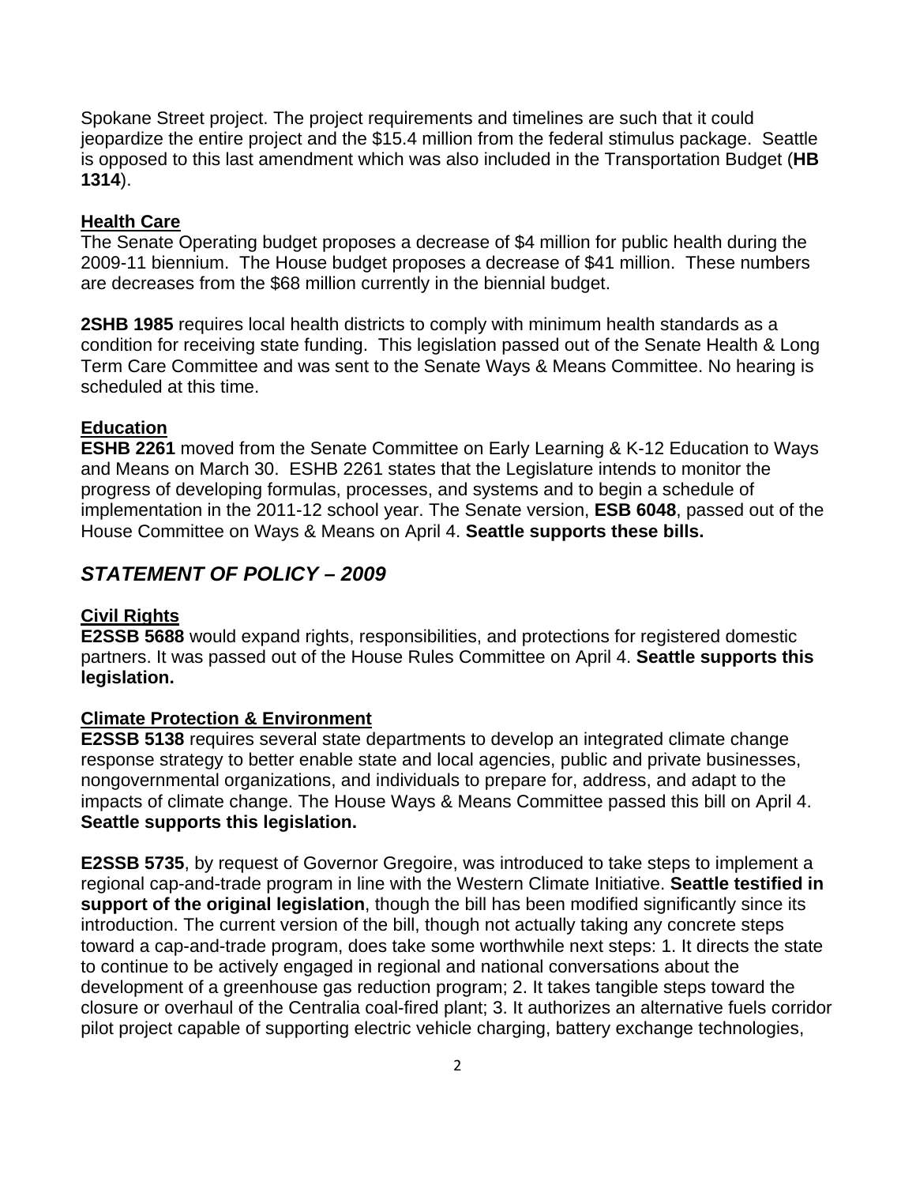Spokane Street project. The project requirements and timelines are such that it could jeopardize the entire project and the $15.4 million from the federal stimulus package. Seattle is opposed to this last amendment which was also included in the Transportation Budget (**HB 1314**).

**Health Care**

The Senate Operating budget proposes a decrease of $4 million for public health during the 2009-11 biennium. The House budget proposes a decrease of $41 million. These numbers are decreases from the $68 million currently in the biennial budget.

**2SHB 1985** requires local health districts to comply with minimum health standards as a condition for receiving state funding. This legislation passed out of the Senate Health & Long Term Care Committee and was sent to the Senate Ways & Means Committee. No hearing is scheduled at this time.

**Education**

**ESHB 2261** moved from the Senate Committee on Early Learning & K-12 Education to Ways and Means on March 30. ESHB 2261 states that the Legislature intends to monitor the progress of developing formulas, processes, and systems and to begin a schedule of implementation in the 2011-12 school year. The Senate version, **ESB 6048**, passed out of the House Committee on Ways & Means on April 4. **Seattle supports these bills.**

## *STATEMENT OF POLICY – 2009*

**Civil Rights**

**E2SSB 5688** would expand rights, responsibilities, and protections for registered domestic partners. It was passed out of the House Rules Committee on April 4. **Seattle supports this legislation.**

**Climate Protection & Environment**

**E2SSB 5138** requires several state departments to develop an integrated climate change response strategy to better enable state and local agencies, public and private businesses, nongovernmental organizations, and individuals to prepare for, address, and adapt to the impacts of climate change. The House Ways & Means Committee passed this bill on April 4. **Seattle supports this legislation.**

**E2SSB 5735**, by request of Governor Gregoire, was introduced to take steps to implement a regional cap-and-trade program in line with the Western Climate Initiative. **Seattle testified in support of the original legislation**, though the bill has been modified significantly since its introduction. The current version of the bill, though not actually taking any concrete steps toward a cap-and-trade program, does take some worthwhile next steps: 1. It directs the state to continue to be actively engaged in regional and national conversations about the development of a greenhouse gas reduction program; 2. It takes tangible steps toward the closure or overhaul of the Centralia coal-fired plant; 3. It authorizes an alternative fuels corridor pilot project capable of supporting electric vehicle charging, battery exchange technologies,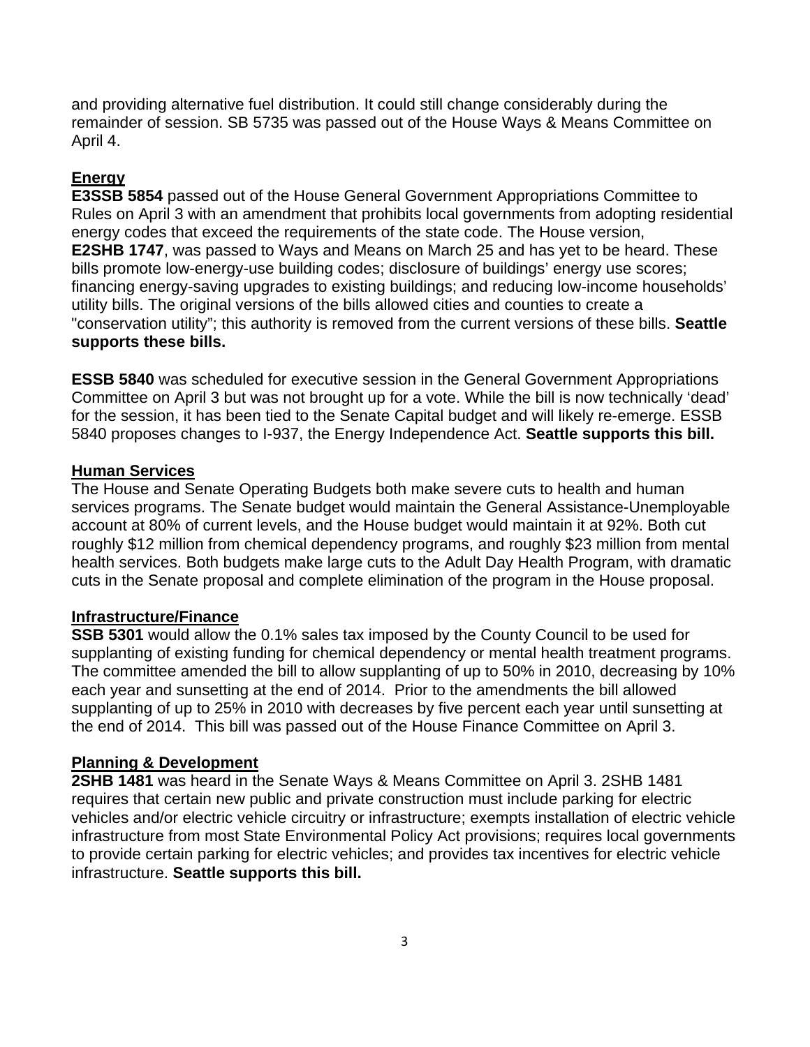and providing alternative fuel distribution. It could still change considerably during the remainder of session. SB 5735 was passed out of the House Ways & Means Committee on April 4.

**Energy**

**E3SSB 5854** passed out of the House General Government Appropriations Committee to Rules on April 3 with an amendment that prohibits local governments from adopting residential energy codes that exceed the requirements of the state code. The House version, **E2SHB 1747**, was passed to Ways and Means on March 25 and has yet to be heard. These bills promote low-energy-use building codes; disclosure of buildings' energy use scores; financing energy-saving upgrades to existing buildings; and reducing low-income households' utility bills. The original versions of the bills allowed cities and counties to create a "conservation utility"; this authority is removed from the current versions of these bills. **Seattle supports these bills.**

**ESSB 5840** was scheduled for executive session in the General Government Appropriations Committee on April 3 but was not brought up for a vote. While the bill is now technically 'dead' for the session, it has been tied to the Senate Capital budget and will likely re-emerge. ESSB 5840 proposes changes to I-937, the Energy Independence Act. **Seattle supports this bill.**

**Human Services**

The House and Senate Operating Budgets both make severe cuts to health and human services programs. The Senate budget would maintain the General Assistance-Unemployable account at 80% of current levels, and the House budget would maintain it at 92%. Both cut roughly $12 million from chemical dependency programs, and roughly $23 million from mental health services. Both budgets make large cuts to the Adult Day Health Program, with dramatic cuts in the Senate proposal and complete elimination of the program in the House proposal.

**Infrastructure/Finance**

**SSB 5301** would allow the 0.1% sales tax imposed by the County Council to be used for supplanting of existing funding for chemical dependency or mental health treatment programs. The committee amended the bill to allow supplanting of up to 50% in 2010, decreasing by 10% each year and sunsetting at the end of 2014. Prior to the amendments the bill allowed supplanting of up to 25% in 2010 with decreases by five percent each year until sunsetting at the end of 2014. This bill was passed out of the House Finance Committee on April 3.

**Planning & Development**

**2SHB 1481** was heard in the Senate Ways & Means Committee on April 3. 2SHB 1481 requires that certain new public and private construction must include parking for electric vehicles and/or electric vehicle circuitry or infrastructure; exempts installation of electric vehicle infrastructure from most State Environmental Policy Act provisions; requires local governments to provide certain parking for electric vehicles; and provides tax incentives for electric vehicle infrastructure. **Seattle supports this bill.**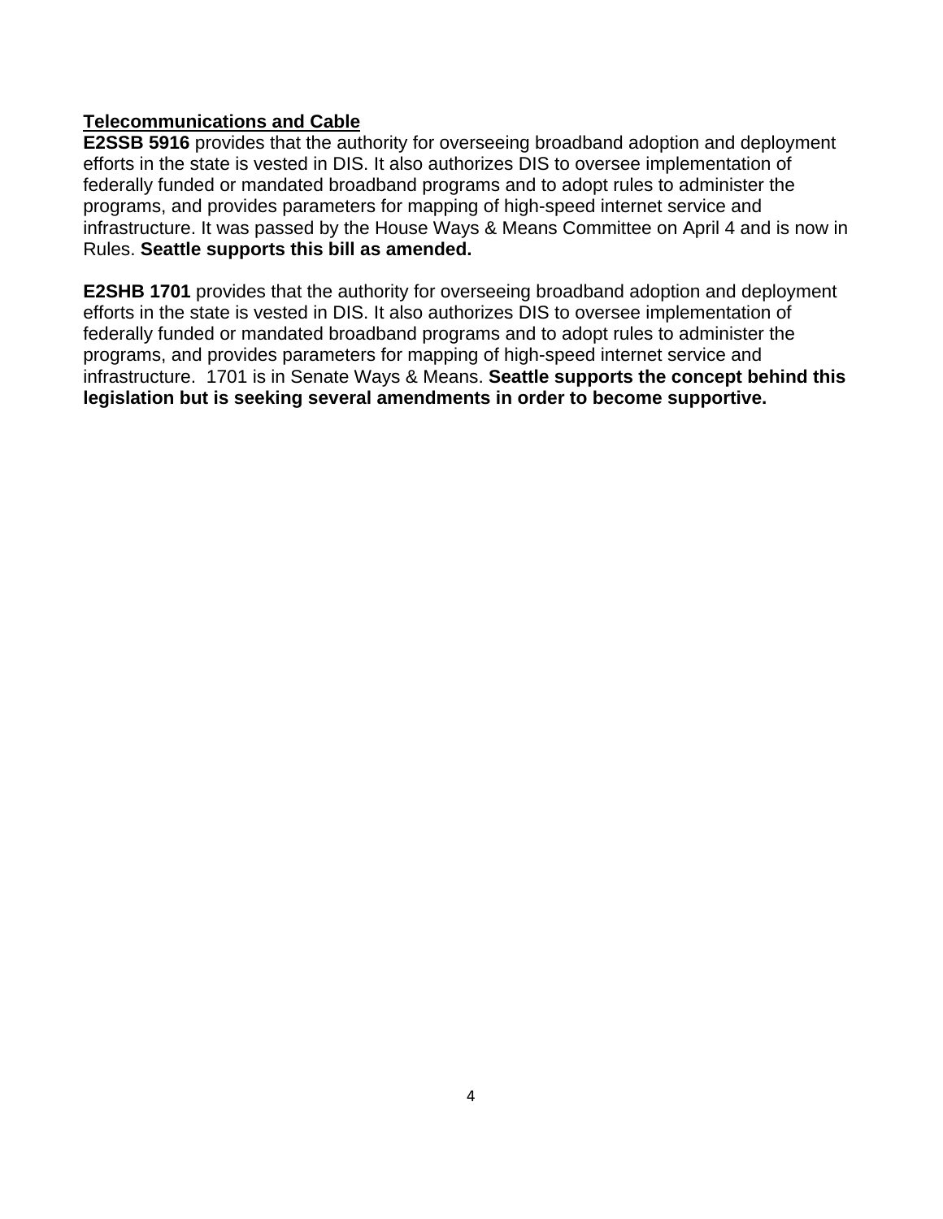**Telecommunications and Cable**

**E2SSB 5916** provides that the authority for overseeing broadband adoption and deployment efforts in the state is vested in DIS. It also authorizes DIS to oversee implementation of federally funded or mandated broadband programs and to adopt rules to administer the programs, and provides parameters for mapping of high-speed internet service and infrastructure. It was passed by the House Ways & Means Committee on April 4 and is now in Rules. **Seattle supports this bill as amended.**

**E2SHB 1701** provides that the authority for overseeing broadband adoption and deployment efforts in the state is vested in DIS. It also authorizes DIS to oversee implementation of federally funded or mandated broadband programs and to adopt rules to administer the programs, and provides parameters for mapping of high-speed internet service and infrastructure. 1701 is in Senate Ways & Means. **Seattle supports the concept behind this legislation but is seeking several amendments in order to become supportive.**